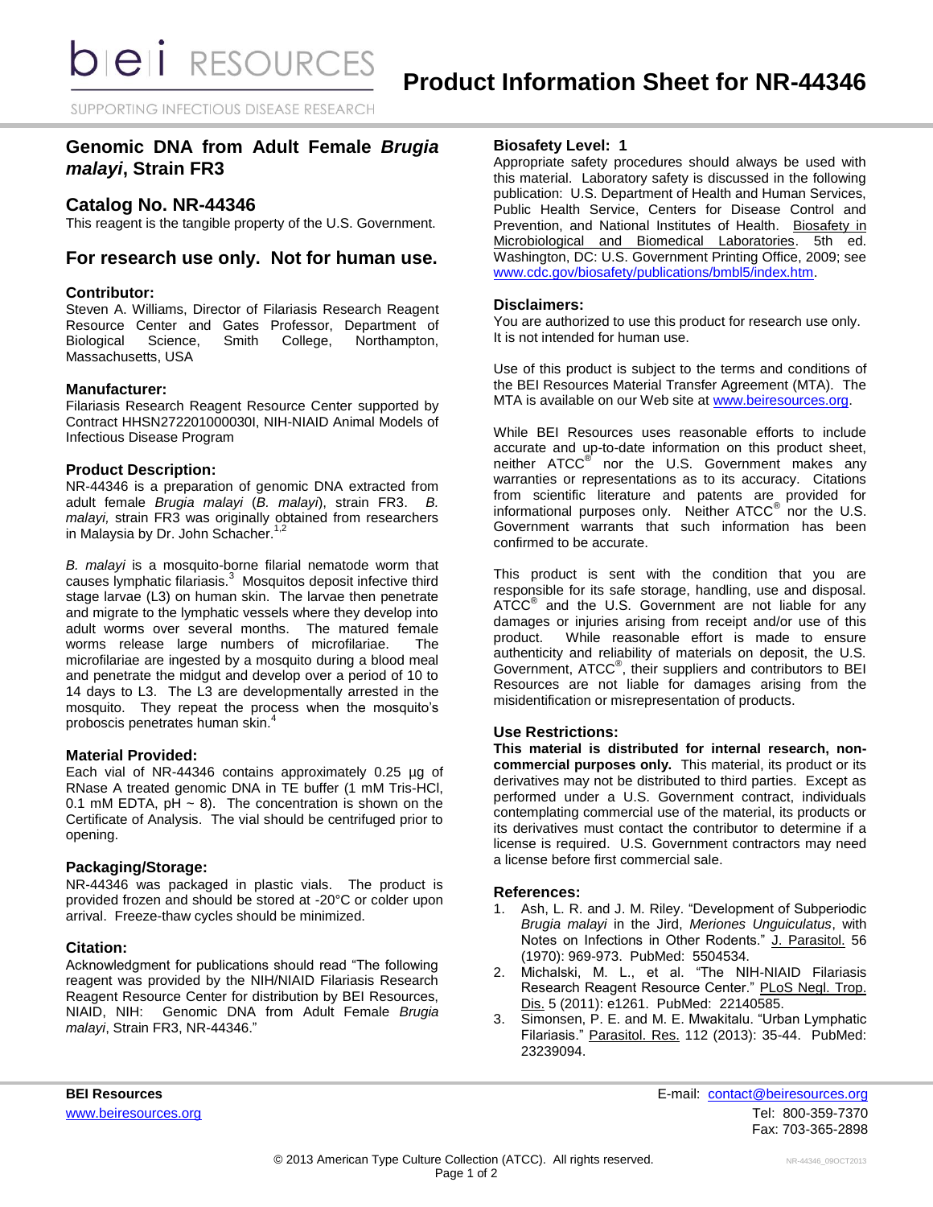# Product Information Sheet for NR-44346

## Genomic DNA from Adult Female *Brugia malayi*, Strain FR3

## Catalog No. NR-44346

This reagent is the tangible property of the U.S. Government.

## For research use only. Not for human use.

### Contributor:

Steven A. Williams, Director of Filariasis Research Reagent Resource Center and Gates Professor, Department of Biological Science, Smith College, Northampton, Massachusetts, USA

### Manufacturer:

Filariasis Research Reagent Resource Center supported by Contract HHSN272201000030I, NIH-NIAID Animal Models of Infectious Disease Program

### Product Description:

NR-44346 is a preparation of genomic DNA extracted from adult female *Brugia malayi* (*B. malayi*), strain FR3. *B. malayi,* strain FR3 was originally obtained from researchers in Malaysia by Dr. John Schacher.[1,2]

*B. malayi* is a mosquito-borne filarial nematode worm that causes lymphatic filariasis.[3] Mosquitos deposit infective third stage larvae (L3) on human skin. The larvae then penetrate and migrate to the lymphatic vessels where they develop into adult worms over several months. The matured female worms release large numbers of microfilariae. The microfilariae are ingested by a mosquito during a blood meal and penetrate the midgut and develop over a period of 10 to 14 days to L3. The L3 are developmentally arrested in the mosquito. They repeat the process when the mosquito's proboscis penetrates human skin.[4]

### Material Provided:

Each vial of NR-44346 contains approximately 0.25 µg of RNase A treated genomic DNA in TE buffer (1 mM Tris-HCl, 0.1 mM EDTA, pH ~ 8). The concentration is shown on the Certificate of Analysis. The vial should be centrifuged prior to opening.

### Packaging/Storage:

NR-44346 was packaged in plastic vials. The product is provided frozen and should be stored at -20°C or colder upon arrival. Freeze-thaw cycles should be minimized.

### Citation:

Acknowledgment for publications should read "The following reagent was provided by the NIH/NIAID Filariasis Research Reagent Resource Center for distribution by BEI Resources, NIAID, NIH: Genomic DNA from Adult Female *Brugia malayi*, Strain FR3, NR-44346."

### Biosafety Level: 1

Appropriate safety procedures should always be used with this material. Laboratory safety is discussed in the following publication: U.S. Department of Health and Human Services, Public Health Service, Centers for Disease Control and Prevention, and National Institutes of Health. Biosafety in Microbiological and Biomedical Laboratories. 5th ed. Washington, DC: U.S. Government Printing Office, 2009; see www.cdc.gov/biosafety/publications/bmbl5/index.htm.

### Disclaimers:

You are authorized to use this product for research use only. It is not intended for human use.

Use of this product is subject to the terms and conditions of the BEI Resources Material Transfer Agreement (MTA). The MTA is available on our Web site at www.beiresources.org.

While BEI Resources uses reasonable efforts to include accurate and up-to-date information on this product sheet, neither ATCC® nor the U.S. Government makes any warranties or representations as to its accuracy. Citations from scientific literature and patents are provided for informational purposes only. Neither ATCC® nor the U.S. Government warrants that such information has been confirmed to be accurate.

This product is sent with the condition that you are responsible for its safe storage, handling, use and disposal. ATCC® and the U.S. Government are not liable for any damages or injuries arising from receipt and/or use of this product. While reasonable effort is made to ensure authenticity and reliability of materials on deposit, the U.S. Government, ATCC®, their suppliers and contributors to BEI Resources are not liable for damages arising from the misidentification or misrepresentation of products.

### Use Restrictions:

**This material is distributed for internal research, non-commercial purposes only.** This material, its product or its derivatives may not be distributed to third parties. Except as performed under a U.S. Government contract, individuals contemplating commercial use of the material, its products or its derivatives must contact the contributor to determine if a license is required. U.S. Government contractors may need a license before first commercial sale.

### References:

1. Ash, L. R. and J. M. Riley. "Development of Subperiodic *Brugia malayi* in the Jird, *Meriones Unguiculatus*, with Notes on Infections in Other Rodents." J. Parasitol. 56 (1970): 969-973. PubMed: 5504534.
2. Michalski, M. L., et al. "The NIH-NIAID Filariasis Research Reagent Resource Center." PLoS Negl. Trop. Dis. 5 (2011): e1261. PubMed: 22140585.
3. Simonsen, P. E. and M. E. Mwakitalu. "Urban Lymphatic Filariasis." Parasitol. Res. 112 (2013): 35-44. PubMed: 23239094.

**BEI Resources**
www.beiresources.org

E-mail: contact@beiresources.org
Tel: 800-359-7370
Fax: 703-365-2898

© 2013 American Type Culture Collection (ATCC). All rights reserved.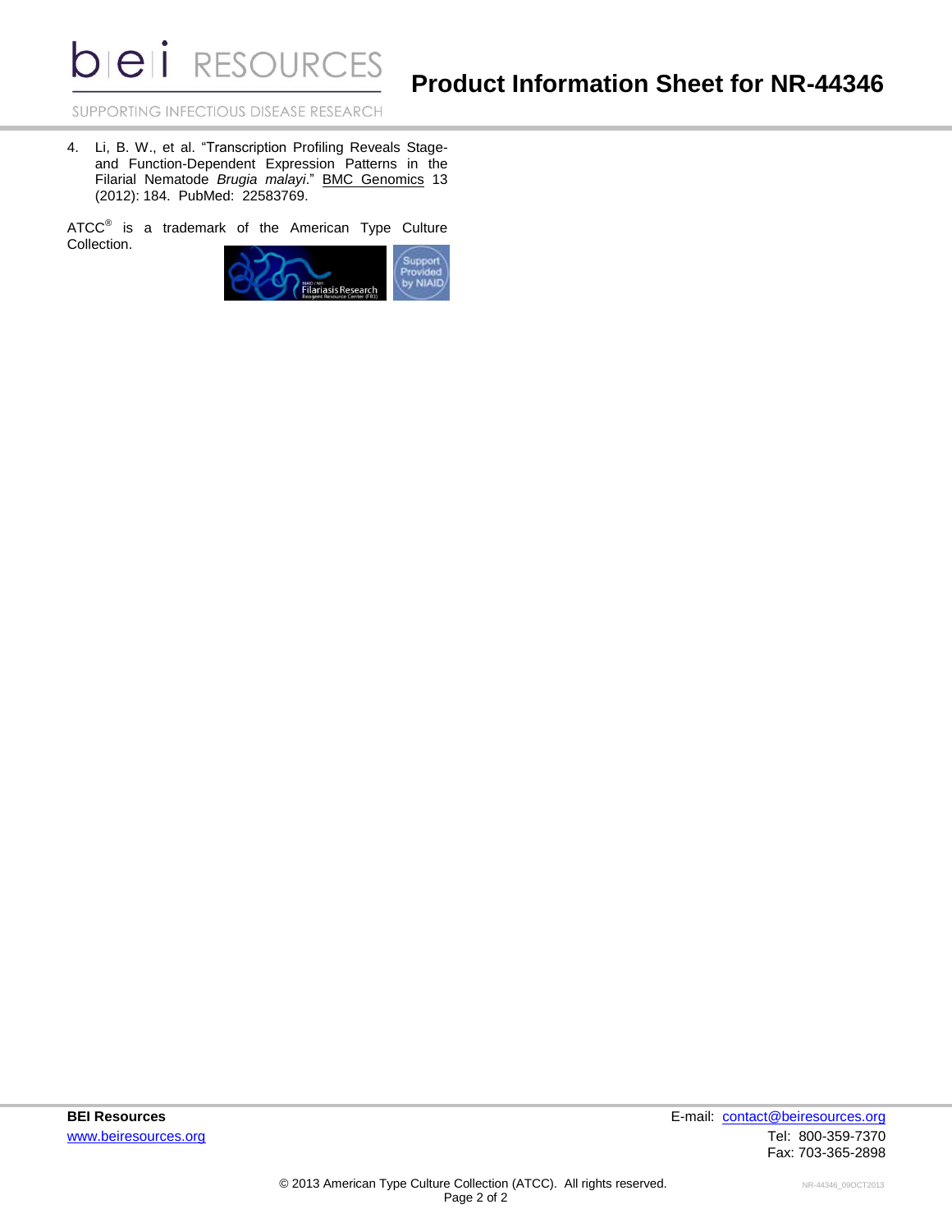4. Li, B. W., et al. "Transcription Profiling Reveals Stage- and Function-Dependent Expression Patterns in the Filarial Nematode *Brugia malayi*." BMC Genomics 13 (2012): 184. PubMed: 22583769.

ATCC® is a trademark of the American Type Culture Collection.

**BEI Resources**
www.beiresources.org

E-mail: contact@beiresources.org
Tel: 800-359-7370
Fax: 703-365-2898

© 2013 American Type Culture Collection (ATCC). All rights reserved.